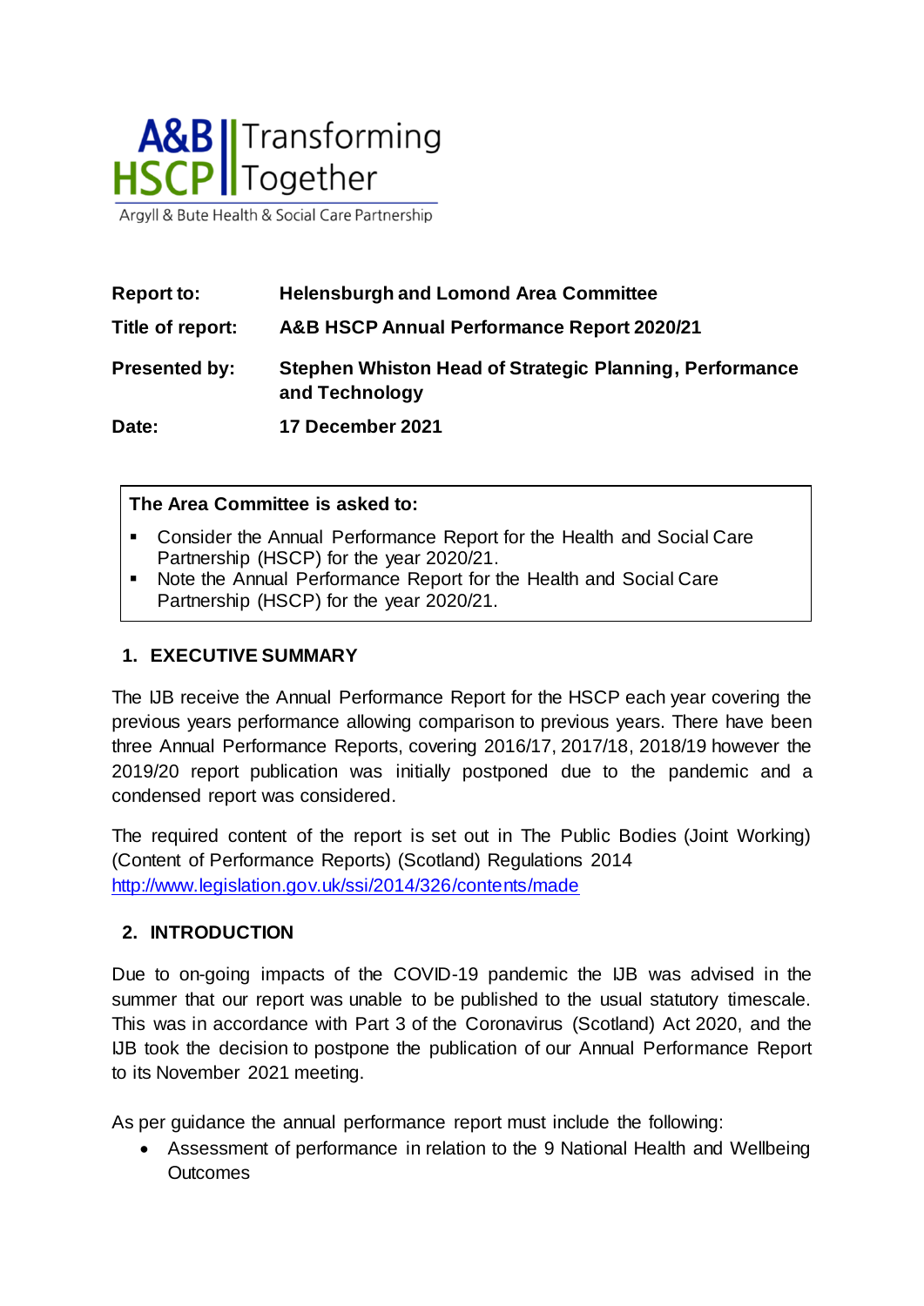A&B HSCP | Transforming Together

Argyll & Bute Health & Social Care Partnership

| | |
|---|---|
| **Report to:** | **Helensburgh and Lomond Area Committee** |
| **Title of report:** | **A&B HSCP Annual Performance Report 2020/21** |
| **Presented by:** | **Stephen Whiston Head of Strategic Planning, Performance and Technology** |
| **Date:** | **17 December 2021** |

**The Area Committee is asked to:**

- Consider the Annual Performance Report for the Health and Social Care Partnership (HSCP) for the year 2020/21.
- Note the Annual Performance Report for the Health and Social Care Partnership (HSCP) for the year 2020/21.

## 1. EXECUTIVE SUMMARY

The IJB receive the Annual Performance Report for the HSCP each year covering the previous years performance allowing comparison to previous years. There have been three Annual Performance Reports, covering 2016/17, 2017/18, 2018/19 however the 2019/20 report publication was initially postponed due to the pandemic and a condensed report was considered.

The required content of the report is set out in The Public Bodies (Joint Working) (Content of Performance Reports) (Scotland) Regulations 2014 [http://www.legislation.gov.uk/ssi/2014/326/contents/made](http://www.legislation.gov.uk/ssi/2014/326/contents/made)

## 2. INTRODUCTION

Due to on-going impacts of the COVID-19 pandemic the IJB was advised in the summer that our report was unable to be published to the usual statutory timescale. This was in accordance with Part 3 of the Coronavirus (Scotland) Act 2020, and the IJB took the decision to postpone the publication of our Annual Performance Report to its November 2021 meeting.

As per guidance the annual performance report must include the following:

- Assessment of performance in relation to the 9 National Health and Wellbeing Outcomes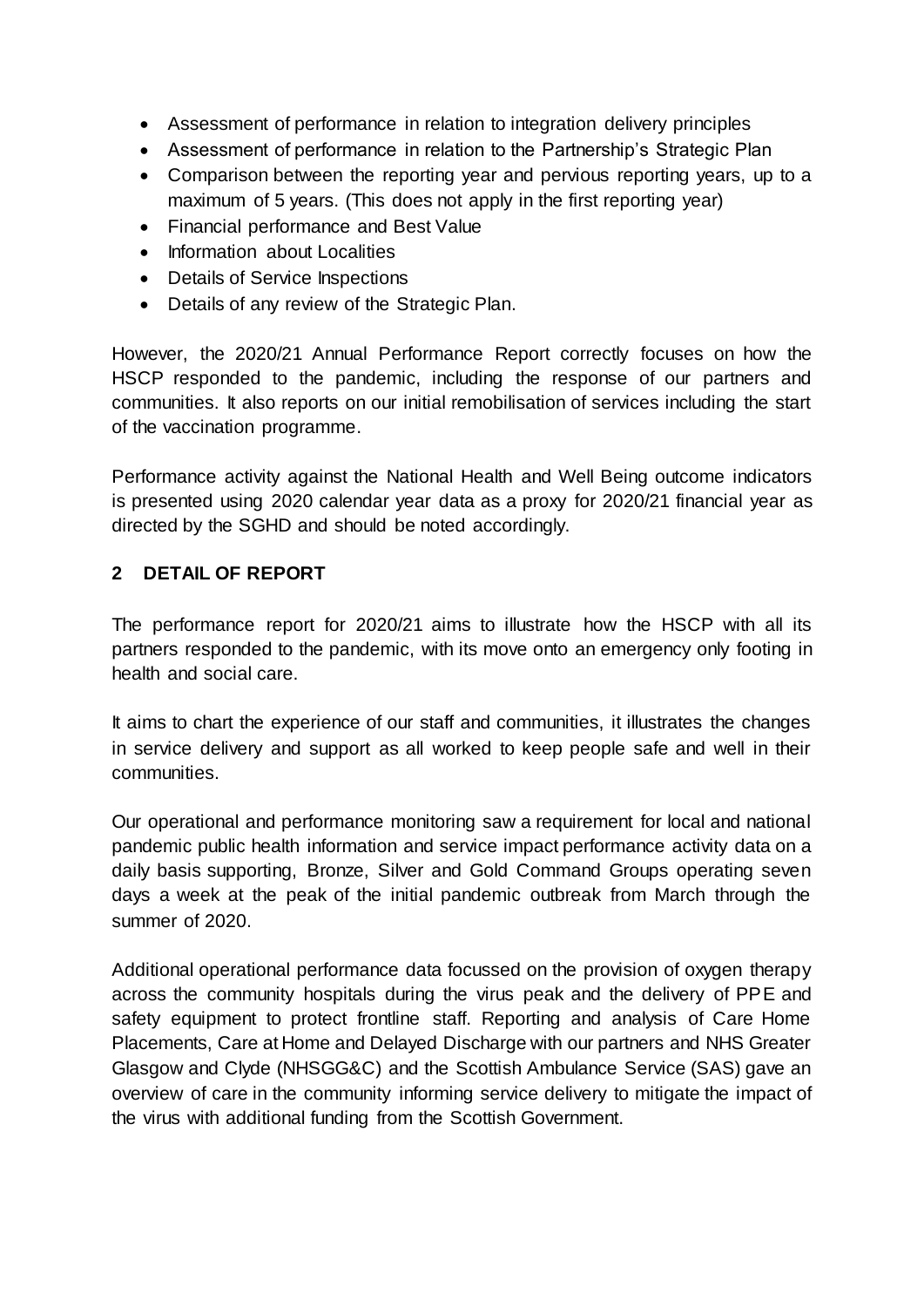- Assessment of performance in relation to integration delivery principles
- Assessment of performance in relation to the Partnership's Strategic Plan
- Comparison between the reporting year and pervious reporting years, up to a maximum of 5 years. (This does not apply in the first reporting year)
- Financial performance and Best Value
- Information about Localities
- Details of Service Inspections
- Details of any review of the Strategic Plan.

However, the 2020/21 Annual Performance Report correctly focuses on how the HSCP responded to the pandemic, including the response of our partners and communities. It also reports on our initial remobilisation of services including the start of the vaccination programme.

Performance activity against the National Health and Well Being outcome indicators is presented using 2020 calendar year data as a proxy for 2020/21 financial year as directed by the SGHD and should be noted accordingly.

## 2 DETAIL OF REPORT

The performance report for 2020/21 aims to illustrate how the HSCP with all its partners responded to the pandemic, with its move onto an emergency only footing in health and social care.

It aims to chart the experience of our staff and communities, it illustrates the changes in service delivery and support as all worked to keep people safe and well in their communities.

Our operational and performance monitoring saw a requirement for local and national pandemic public health information and service impact performance activity data on a daily basis supporting, Bronze, Silver and Gold Command Groups operating seven days a week at the peak of the initial pandemic outbreak from March through the summer of 2020.

Additional operational performance data focussed on the provision of oxygen therapy across the community hospitals during the virus peak and the delivery of PPE and safety equipment to protect frontline staff. Reporting and analysis of Care Home Placements, Care at Home and Delayed Discharge with our partners and NHS Greater Glasgow and Clyde (NHSGG&C) and the Scottish Ambulance Service (SAS) gave an overview of care in the community informing service delivery to mitigate the impact of the virus with additional funding from the Scottish Government.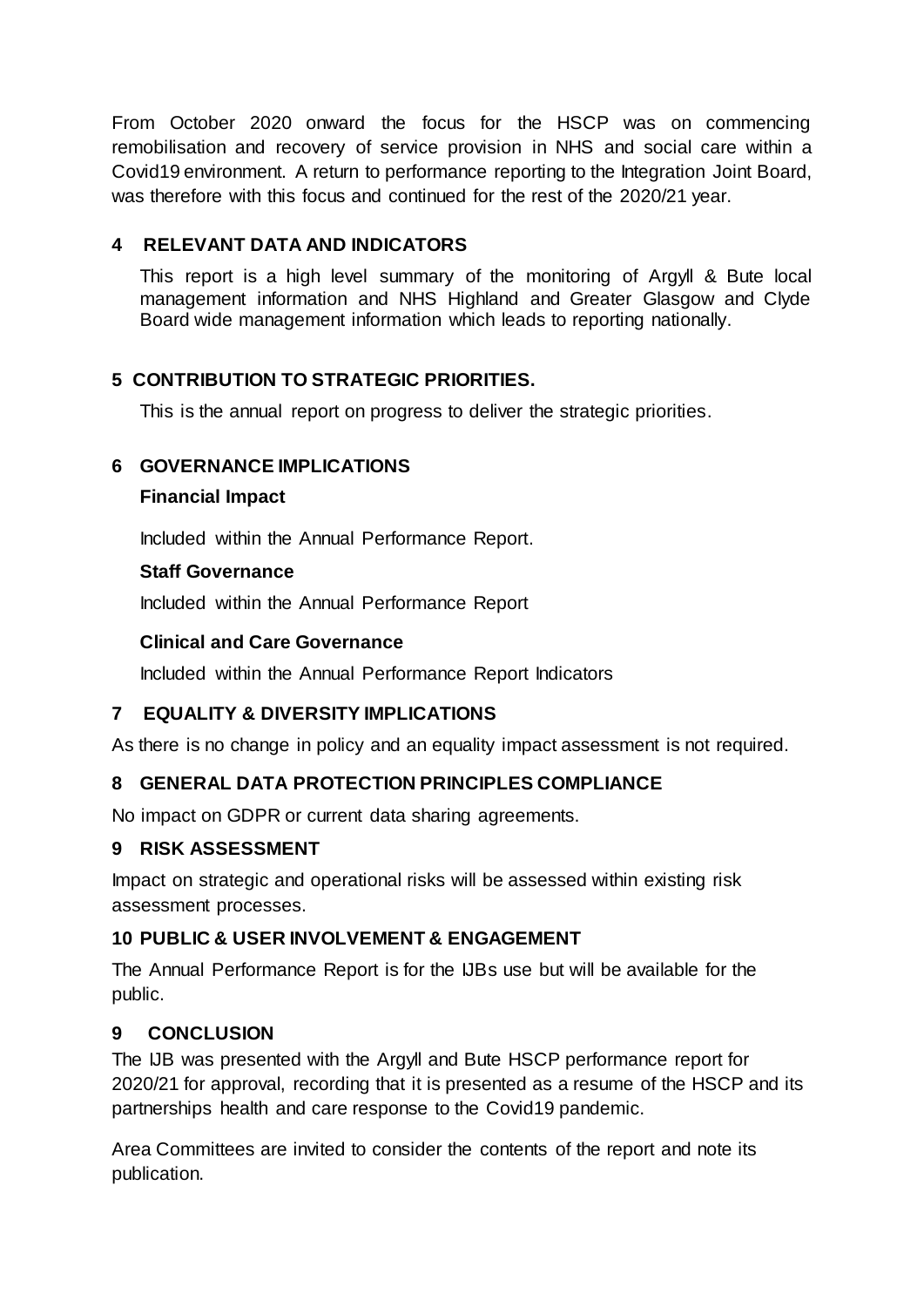From October 2020 onward the focus for the HSCP was on commencing remobilisation and recovery of service provision in NHS and social care within a Covid19 environment. A return to performance reporting to the Integration Joint Board, was therefore with this focus and continued for the rest of the 2020/21 year.

## 4 RELEVANT DATA AND INDICATORS

This report is a high level summary of the monitoring of Argyll & Bute local management information and NHS Highland and Greater Glasgow and Clyde Board wide management information which leads to reporting nationally.

## 5 CONTRIBUTION TO STRATEGIC PRIORITIES.

This is the annual report on progress to deliver the strategic priorities.

## 6 GOVERNANCE IMPLICATIONS

### Financial Impact

Included within the Annual Performance Report.

### Staff Governance

Included within the Annual Performance Report

### Clinical and Care Governance

Included within the Annual Performance Report Indicators

## 7 EQUALITY & DIVERSITY IMPLICATIONS

As there is no change in policy and an equality impact assessment is not required.

## 8 GENERAL DATA PROTECTION PRINCIPLES COMPLIANCE

No impact on GDPR or current data sharing agreements.

## 9 RISK ASSESSMENT

Impact on strategic and operational risks will be assessed within existing risk assessment processes.

## 10 PUBLIC & USER INVOLVEMENT & ENGAGEMENT

The Annual Performance Report is for the IJBs use but will be available for the public.

## 9 CONCLUSION

The IJB was presented with the Argyll and Bute HSCP performance report for 2020/21 for approval, recording that it is presented as a resume of the HSCP and its partnerships health and care response to the Covid19 pandemic.

Area Committees are invited to consider the contents of the report and note its publication.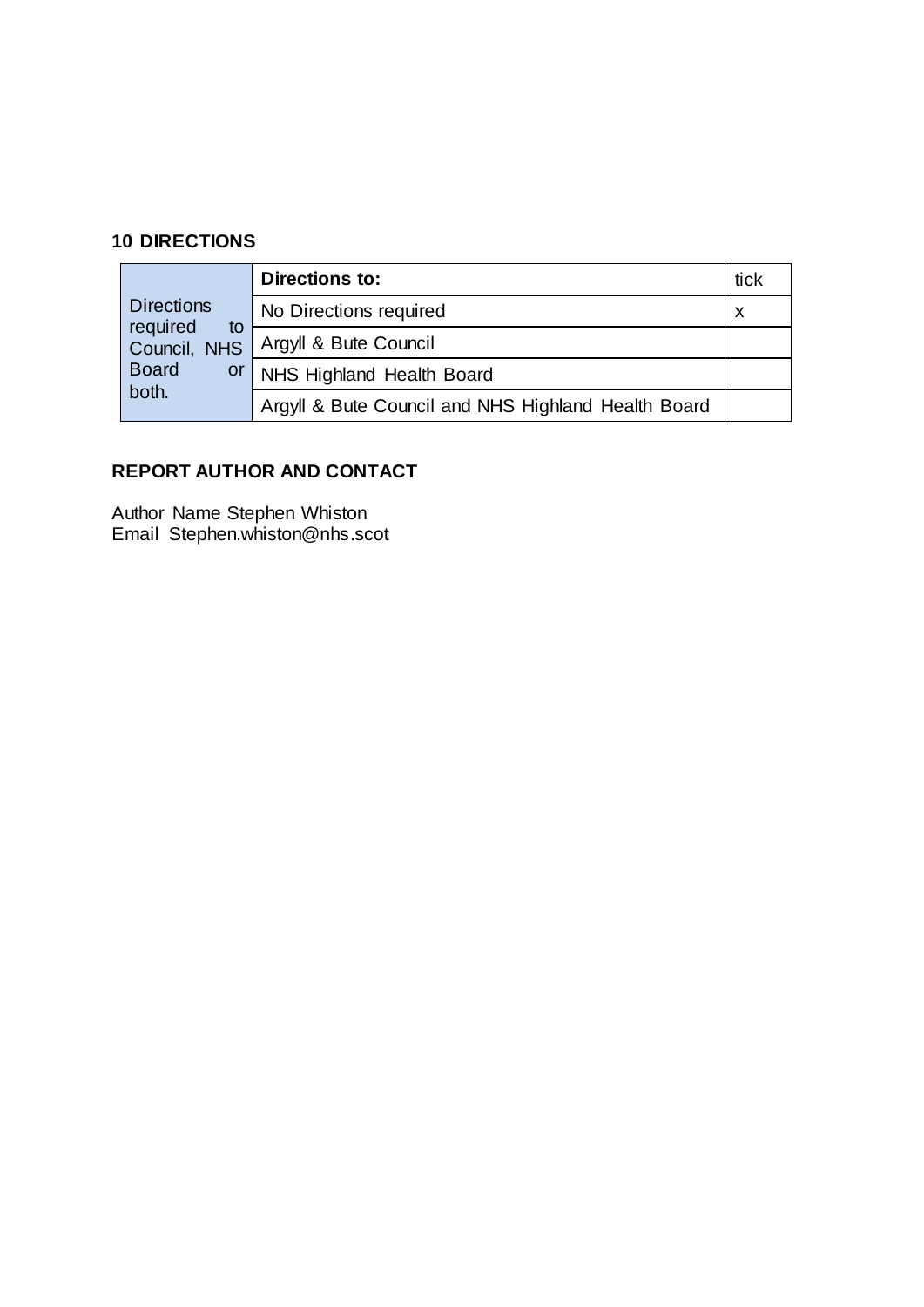## 10 DIRECTIONS

| | Directions to: | tick |
|---|---|---|
| Directions required to Council, NHS Board or both. | No Directions required | x |
| | Argyll & Bute Council | |
| | NHS Highland Health Board | |
| | Argyll & Bute Council and NHS Highland Health Board | |

## REPORT AUTHOR AND CONTACT

Author Name Stephen Whiston
Email Stephen.whiston@nhs.scot